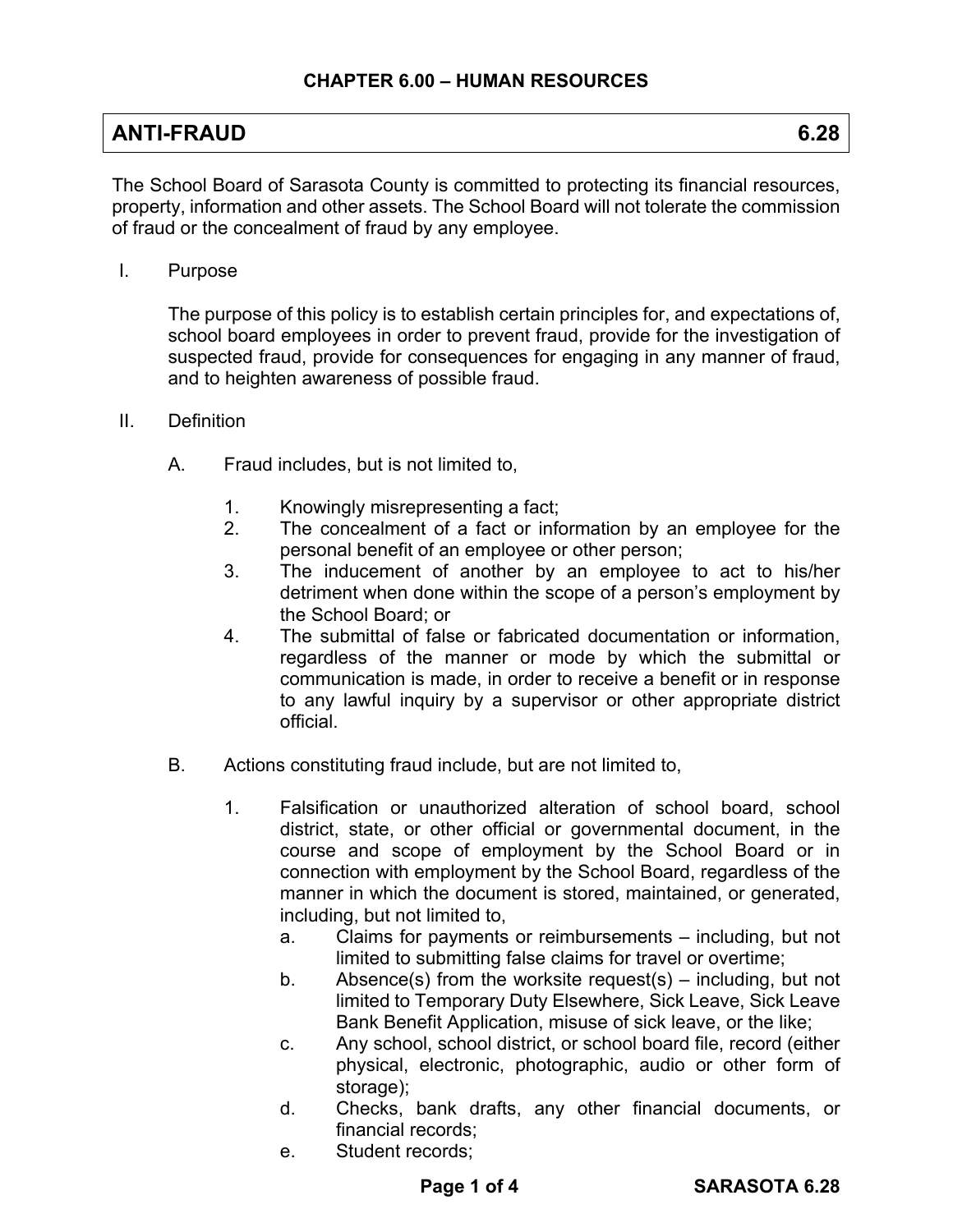## CHAPTER 6.00 – HUMAN RESOURCES

# ANTI-FRAUD 6.28

The School Board of Sarasota County is committed to protecting its financial resources, property, information and other assets. The School Board will not tolerate the commission of fraud or the concealment of fraud by any employee.

I. Purpose

The purpose of this policy is to establish certain principles for, and expectations of, school board employees in order to prevent fraud, provide for the investigation of suspected fraud, provide for consequences for engaging in any manner of fraud, and to heighten awareness of possible fraud.

II. Definition

A. Fraud includes, but is not limited to,

1. Knowingly misrepresenting a fact;
2. The concealment of a fact or information by an employee for the personal benefit of an employee or other person;
3. The inducement of another by an employee to act to his/her detriment when done within the scope of a person's employment by the School Board; or
4. The submittal of false or fabricated documentation or information, regardless of the manner or mode by which the submittal or communication is made, in order to receive a benefit or in response to any lawful inquiry by a supervisor or other appropriate district official.

B. Actions constituting fraud include, but are not limited to,

1. Falsification or unauthorized alteration of school board, school district, state, or other official or governmental document, in the course and scope of employment by the School Board or in connection with employment by the School Board, regardless of the manner in which the document is stored, maintained, or generated, including, but not limited to,
   a. Claims for payments or reimbursements – including, but not limited to submitting false claims for travel or overtime;
   b. Absence(s) from the worksite request(s) – including, but not limited to Temporary Duty Elsewhere, Sick Leave, Sick Leave Bank Benefit Application, misuse of sick leave, or the like;
   c. Any school, school district, or school board file, record (either physical, electronic, photographic, audio or other form of storage);
   d. Checks, bank drafts, any other financial documents, or financial records;
   e. Student records;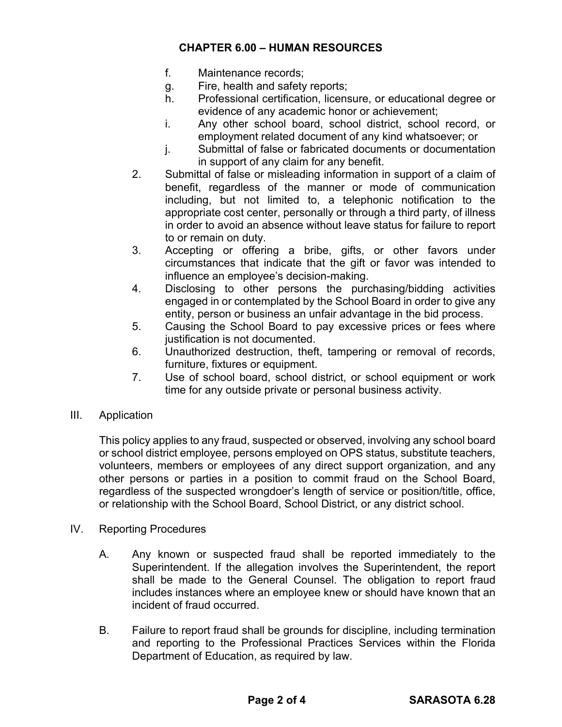f. Maintenance records;
g. Fire, health and safety reports;
h. Professional certification, licensure, or educational degree or evidence of any academic honor or achievement;
i. Any other school board, school district, school record, or employment related document of any kind whatsoever; or
j. Submittal of false or fabricated documents or documentation in support of any claim for any benefit.

2. Submittal of false or misleading information in support of a claim of benefit, regardless of the manner or mode of communication including, but not limited to, a telephonic notification to the appropriate cost center, personally or through a third party, of illness in order to avoid an absence without leave status for failure to report to or remain on duty.
3. Accepting or offering a bribe, gifts, or other favors under circumstances that indicate that the gift or favor was intended to influence an employee's decision-making.
4. Disclosing to other persons the purchasing/bidding activities engaged in or contemplated by the School Board in order to give any entity, person or business an unfair advantage in the bid process.
5. Causing the School Board to pay excessive prices or fees where justification is not documented.
6. Unauthorized destruction, theft, tampering or removal of records, furniture, fixtures or equipment.
7. Use of school board, school district, or school equipment or work time for any outside private or personal business activity.

III. Application

This policy applies to any fraud, suspected or observed, involving any school board or school district employee, persons employed on OPS status, substitute teachers, volunteers, members or employees of any direct support organization, and any other persons or parties in a position to commit fraud on the School Board, regardless of the suspected wrongdoer's length of service or position/title, office, or relationship with the School Board, School District, or any district school.

IV. Reporting Procedures

A. Any known or suspected fraud shall be reported immediately to the Superintendent. If the allegation involves the Superintendent, the report shall be made to the General Counsel. The obligation to report fraud includes instances where an employee knew or should have known that an incident of fraud occurred.

B. Failure to report fraud shall be grounds for discipline, including termination and reporting to the Professional Practices Services within the Florida Department of Education, as required by law.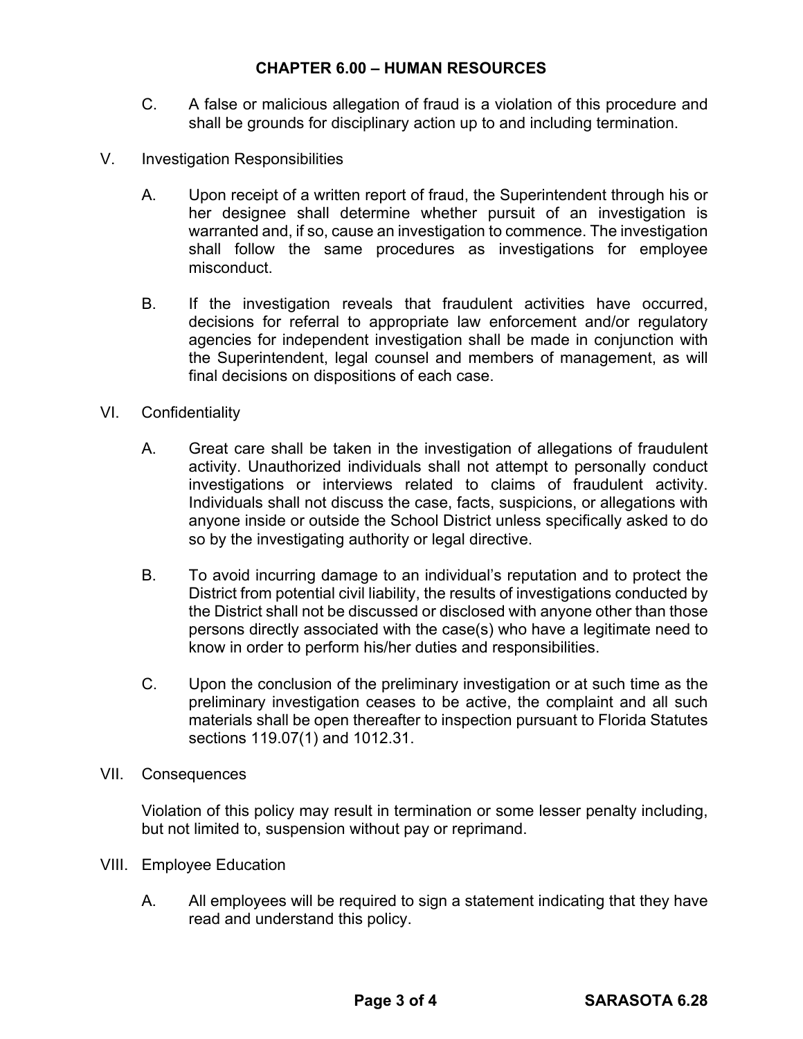C. A false or malicious allegation of fraud is a violation of this procedure and shall be grounds for disciplinary action up to and including termination.

V. Investigation Responsibilities

A. Upon receipt of a written report of fraud, the Superintendent through his or her designee shall determine whether pursuit of an investigation is warranted and, if so, cause an investigation to commence. The investigation shall follow the same procedures as investigations for employee misconduct.

B. If the investigation reveals that fraudulent activities have occurred, decisions for referral to appropriate law enforcement and/or regulatory agencies for independent investigation shall be made in conjunction with the Superintendent, legal counsel and members of management, as will final decisions on dispositions of each case.

VI. Confidentiality

A. Great care shall be taken in the investigation of allegations of fraudulent activity. Unauthorized individuals shall not attempt to personally conduct investigations or interviews related to claims of fraudulent activity. Individuals shall not discuss the case, facts, suspicions, or allegations with anyone inside or outside the School District unless specifically asked to do so by the investigating authority or legal directive.

B. To avoid incurring damage to an individual's reputation and to protect the District from potential civil liability, the results of investigations conducted by the District shall not be discussed or disclosed with anyone other than those persons directly associated with the case(s) who have a legitimate need to know in order to perform his/her duties and responsibilities.

C. Upon the conclusion of the preliminary investigation or at such time as the preliminary investigation ceases to be active, the complaint and all such materials shall be open thereafter to inspection pursuant to Florida Statutes sections 119.07(1) and 1012.31.

VII. Consequences

Violation of this policy may result in termination or some lesser penalty including, but not limited to, suspension without pay or reprimand.

VIII. Employee Education

A. All employees will be required to sign a statement indicating that they have read and understand this policy.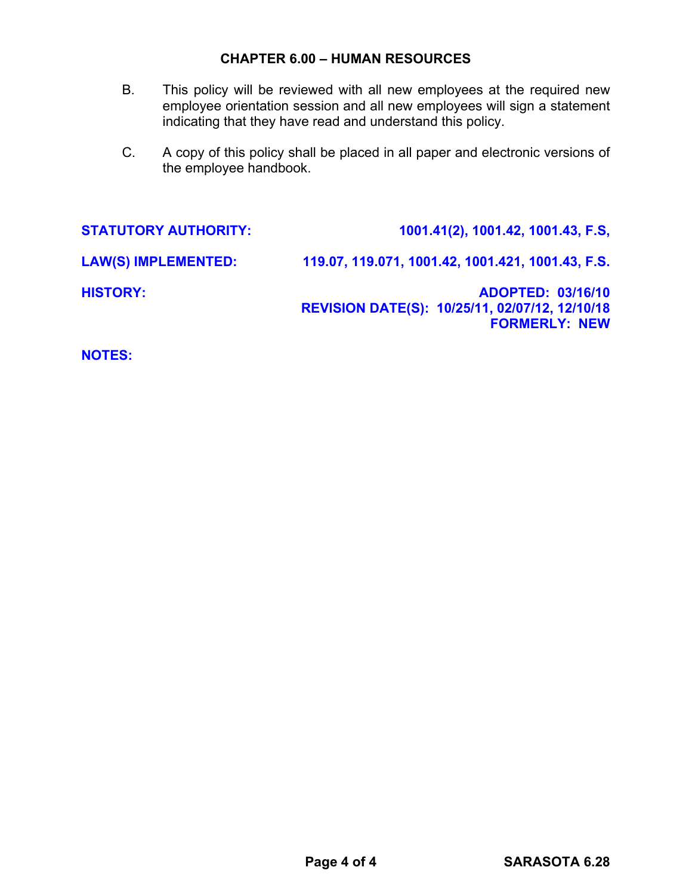## CHAPTER 6.00 – HUMAN RESOURCES

B. This policy will be reviewed with all new employees at the required new employee orientation session and all new employees will sign a statement indicating that they have read and understand this policy.

C. A copy of this policy shall be placed in all paper and electronic versions of the employee handbook.

**STATUTORY AUTHORITY:** **1001.41(2), 1001.42, 1001.43, F.S,**

**LAW(S) IMPLEMENTED:** **119.07, 119.071, 1001.42, 1001.421, 1001.43, F.S.**

**HISTORY:**
**ADOPTED: 03/16/10**
**REVISION DATE(S): 10/25/11, 02/07/12, 12/10/18**
**FORMERLY: NEW**

**NOTES:**